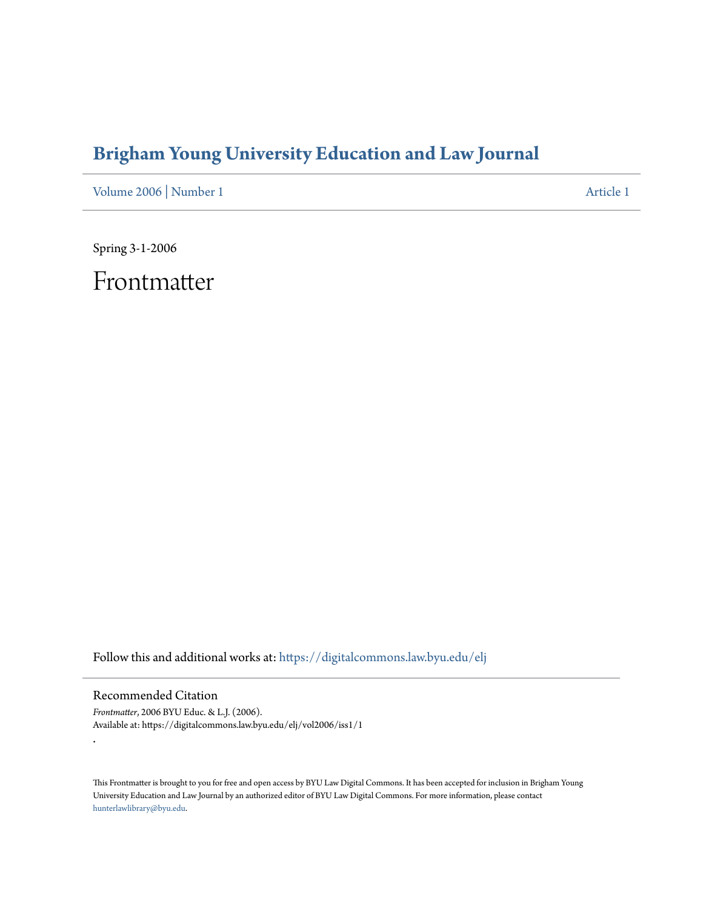# Brigham Young University Education and Law Journal

Volume 2006 | Number 1 — Article 1

Spring 3-1-2006

## Frontmatter

Follow this and additional works at: https://digitalcommons.law.byu.edu/elj

### Recommended Citation

*Frontmatter*, 2006 BYU Educ. & L.J. (2006).
Available at: https://digitalcommons.law.byu.edu/elj/vol2006/iss1/1

.

This Frontmatter is brought to you for free and open access by BYU Law Digital Commons. It has been accepted for inclusion in Brigham Young University Education and Law Journal by an authorized editor of BYU Law Digital Commons. For more information, please contact hunterlawlibrary@byu.edu.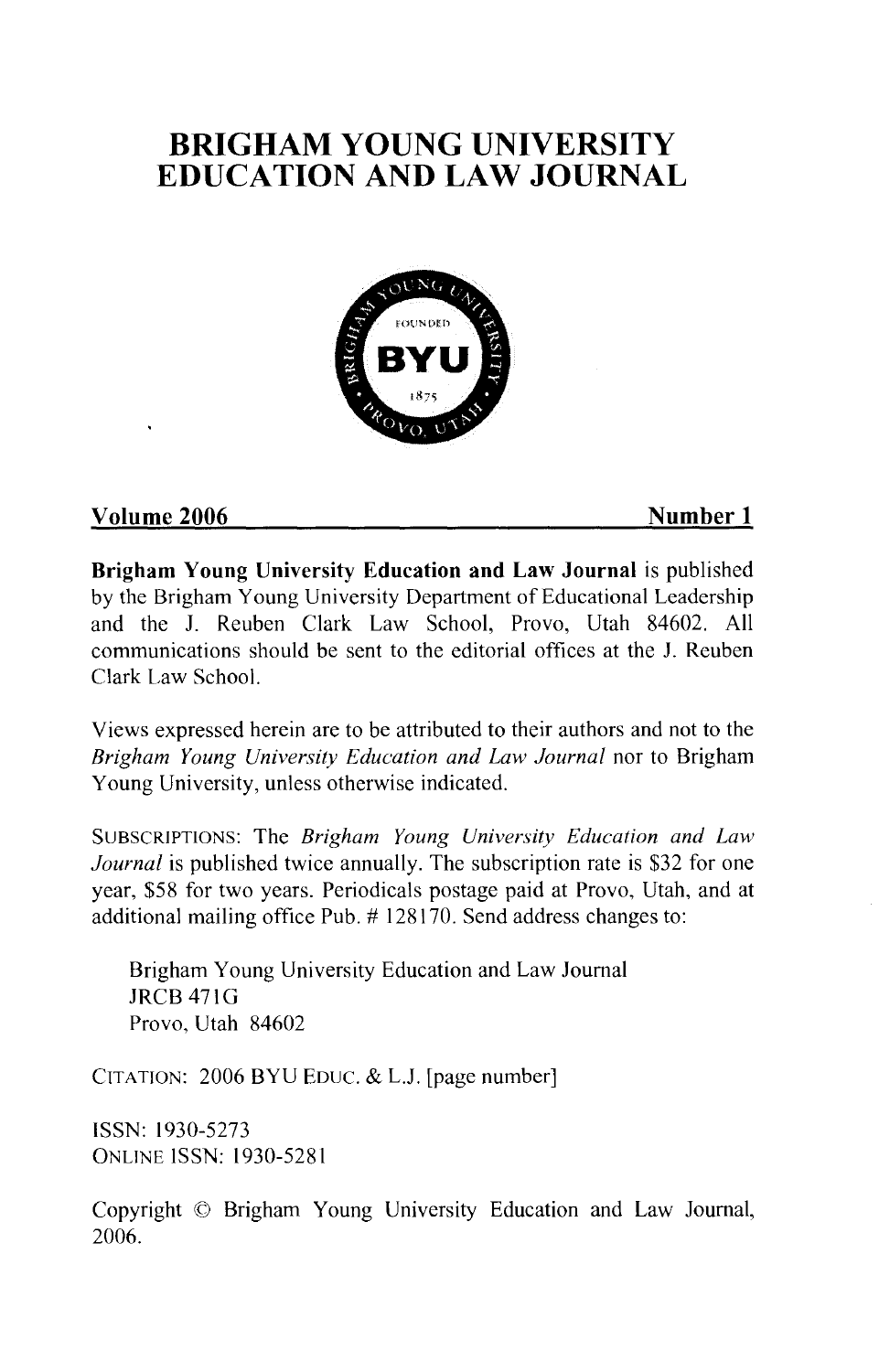# BRIGHAM YOUNG UNIVERSITY EDUCATION AND LAW JOURNAL

**Volume 2006** **Number 1**

**Brigham Young University Education and Law Journal** is published by the Brigham Young University Department of Educational Leadership and the J. Reuben Clark Law School, Provo, Utah 84602. All communications should be sent to the editorial offices at the J. Reuben Clark Law School.

Views expressed herein are to be attributed to their authors and not to the *Brigham Young University Education and Law Journal* nor to Brigham Young University, unless otherwise indicated.

SUBSCRIPTIONS: The *Brigham Young University Education and Law Journal* is published twice annually. The subscription rate is $32 for one year, $58 for two years. Periodicals postage paid at Provo, Utah, and at additional mailing office Pub. # 128170. Send address changes to:

Brigham Young University Education and Law Journal
JRCB 471G
Provo, Utah 84602

CITATION: 2006 BYU EDUC. & L.J. [page number]

ISSN: 1930-5273
ONLINE ISSN: 1930-5281

Copyright © Brigham Young University Education and Law Journal, 2006.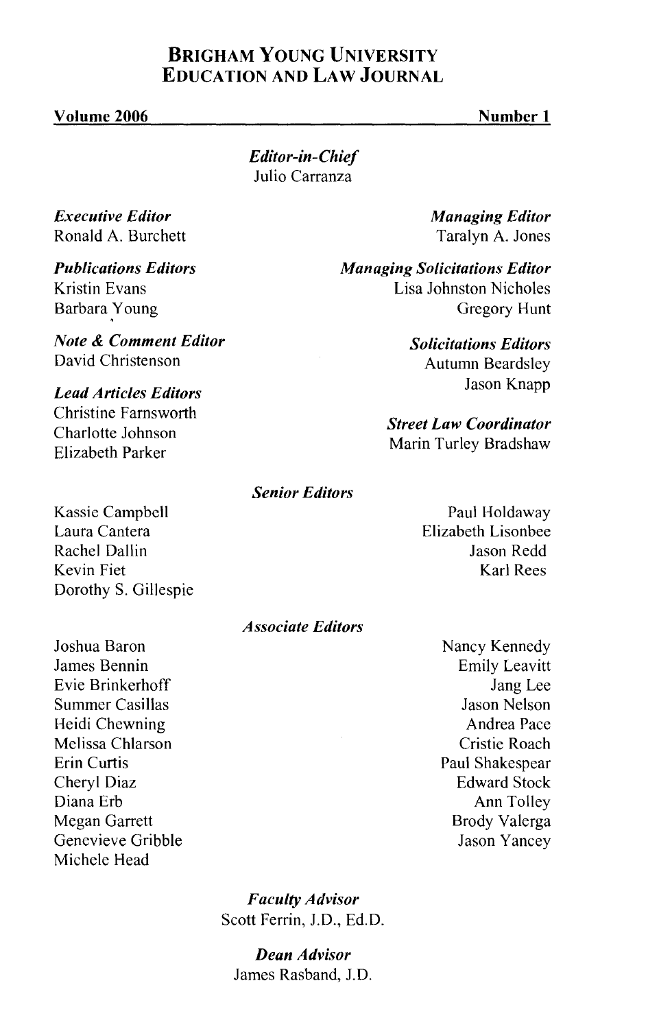# BRIGHAM YOUNG UNIVERSITY EDUCATION AND LAW JOURNAL

**Volume 2006** **Number 1**

***Editor-in-Chief***
Julio Carranza

***Executive Editor***
Ronald A. Burchett

***Managing Editor***
Taralyn A. Jones

***Publications Editors***
Kristin Evans
Barbara Young

***Managing Solicitations Editor***
Lisa Johnston Nicholes
Gregory Hunt

***Note & Comment Editor***
David Christenson

***Solicitations Editors***
Autumn Beardsley
Jason Knapp

***Lead Articles Editors***
Christine Farnsworth
Charlotte Johnson
Elizabeth Parker

***Street Law Coordinator***
Marin Turley Bradshaw

***Senior Editors***

Kassie Campbell
Laura Cantera
Rachel Dallin
Kevin Fiet
Dorothy S. Gillespie
Paul Holdaway
Elizabeth Lisonbee
Jason Redd
Karl Rees

***Associate Editors***

Joshua Baron
James Bennin
Evie Brinkerhoff
Summer Casillas
Heidi Chewning
Melissa Chlarson
Erin Curtis
Cheryl Diaz
Diana Erb
Megan Garrett
Genevieve Gribble
Michele Head
Nancy Kennedy
Emily Leavitt
Jang Lee
Jason Nelson
Andrea Pace
Cristie Roach
Paul Shakespear
Edward Stock
Ann Tolley
Brody Valerga
Jason Yancey

***Faculty Advisor***
Scott Ferrin, J.D., Ed.D.

***Dean Advisor***
James Rasband, J.D.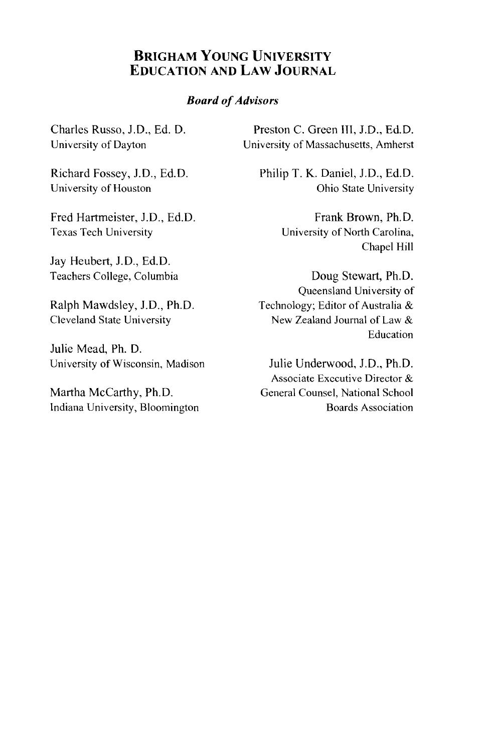# Brigham Young University Education and Law Journal

## *Board of Advisors*

Charles Russo, J.D., Ed. D.
University of Dayton

Richard Fossey, J.D., Ed.D.
University of Houston

Fred Hartmeister, J.D., Ed.D.
Texas Tech University

Jay Heubert, J.D., Ed.D.
Teachers College, Columbia

Ralph Mawdsley, J.D., Ph.D.
Cleveland State University

Julie Mead, Ph. D.
University of Wisconsin, Madison

Martha McCarthy, Ph.D.
Indiana University, Bloomington

Preston C. Green III, J.D., Ed.D.
University of Massachusetts, Amherst

Philip T. K. Daniel, J.D., Ed.D.
Ohio State University

Frank Brown, Ph.D.
University of North Carolina, Chapel Hill

Doug Stewart, Ph.D.
Queensland University of Technology; Editor of Australia & New Zealand Journal of Law & Education

Julie Underwood, J.D., Ph.D.
Associate Executive Director & General Counsel, National School Boards Association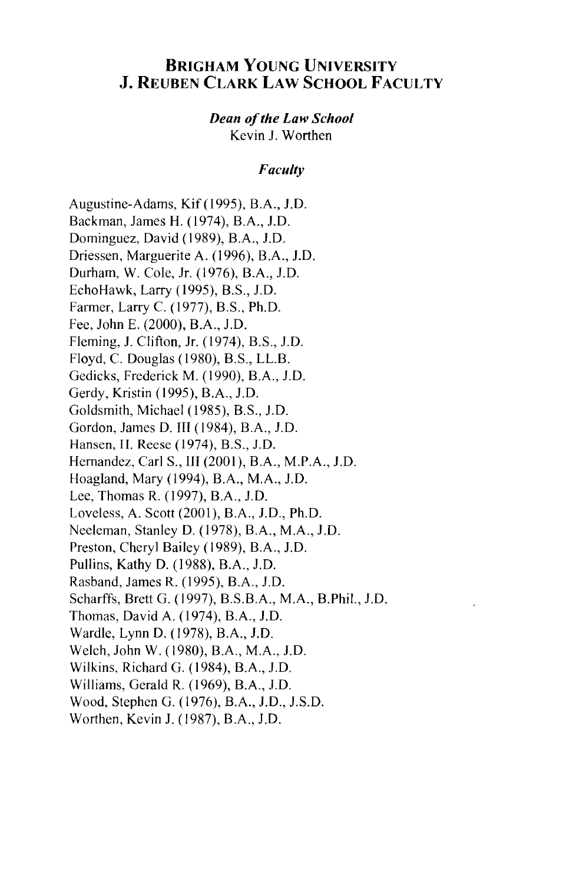# Brigham Young University
# J. Reuben Clark Law School Faculty

***Dean of the Law School***
Kevin J. Worthen

***Faculty***

Augustine-Adams, Kif (1995), B.A., J.D.
Backman, James H. (1974), B.A., J.D.
Dominguez, David (1989), B.A., J.D.
Driessen, Marguerite A. (1996), B.A., J.D.
Durham, W. Cole, Jr. (1976), B.A., J.D.
EchoHawk, Larry (1995), B.S., J.D.
Farmer, Larry C. (1977), B.S., Ph.D.
Fee, John E. (2000), B.A., J.D.
Fleming, J. Clifton, Jr. (1974), B.S., J.D.
Floyd, C. Douglas (1980), B.S., LL.B.
Gedicks, Frederick M. (1990), B.A., J.D.
Gerdy, Kristin (1995), B.A., J.D.
Goldsmith, Michael (1985), B.S., J.D.
Gordon, James D. III (1984), B.A., J.D.
Hansen, H. Reese (1974), B.S., J.D.
Hernandez, Carl S., III (2001), B.A., M.P.A., J.D.
Hoagland, Mary (1994), B.A., M.A., J.D.
Lee, Thomas R. (1997), B.A., J.D.
Loveless, A. Scott (2001), B.A., J.D., Ph.D.
Neeleman, Stanley D. (1978), B.A., M.A., J.D.
Preston, Cheryl Bailey (1989), B.A., J.D.
Pullins, Kathy D. (1988), B.A., J.D.
Rasband, James R. (1995), B.A., J.D.
Scharffs, Brett G. (1997), B.S.B.A., M.A., B.Phil., J.D.
Thomas, David A. (1974), B.A., J.D.
Wardle, Lynn D. (1978), B.A., J.D.
Welch, John W. (1980), B.A., M.A., J.D.
Wilkins, Richard G. (1984), B.A., J.D.
Williams, Gerald R. (1969), B.A., J.D.
Wood, Stephen G. (1976), B.A., J.D., J.S.D.
Worthen, Kevin J. (1987), B.A., J.D.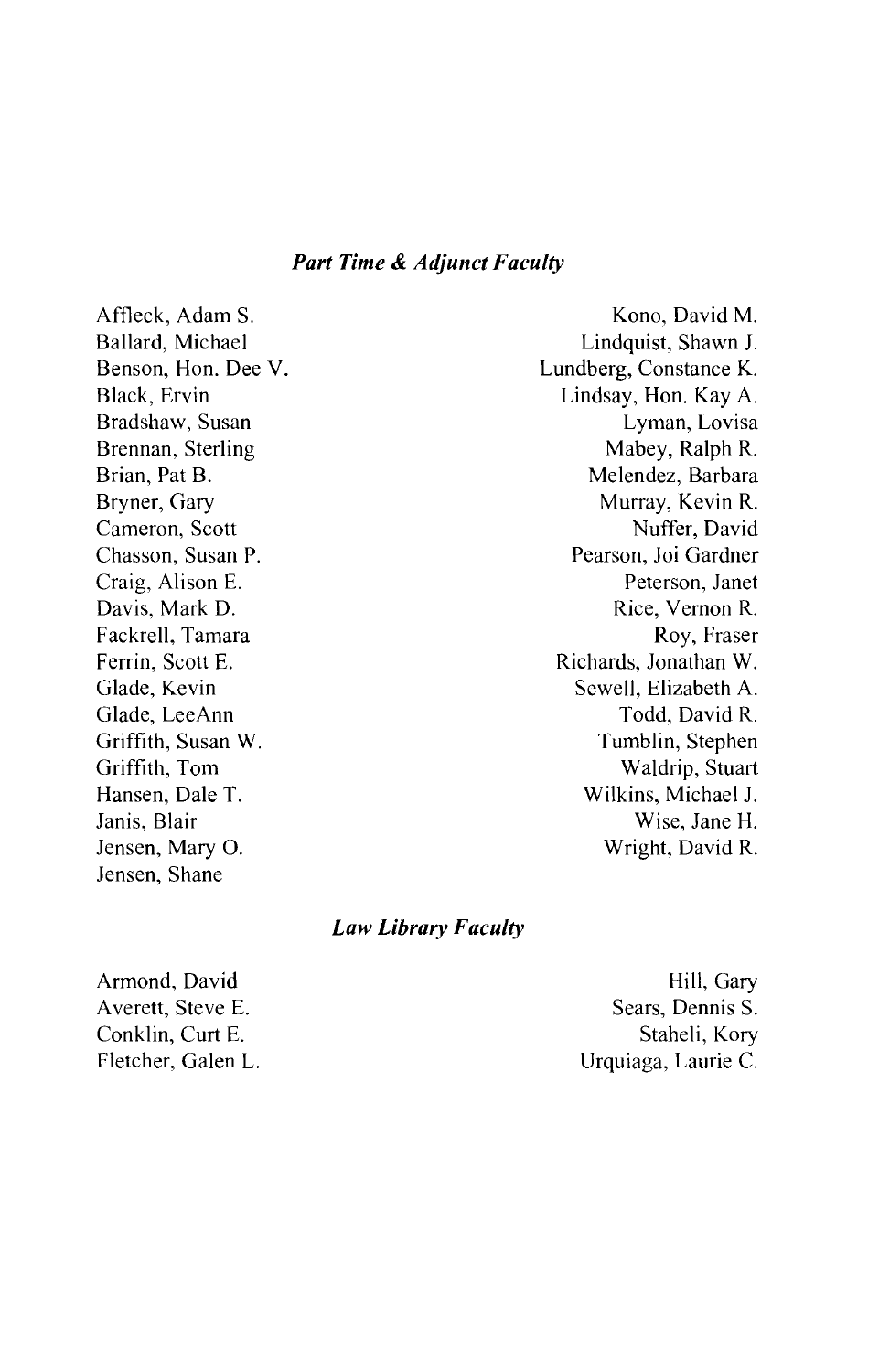### *Part Time & Adjunct Faculty*

Affleck, Adam S.
Ballard, Michael
Benson, Hon. Dee V.
Black, Ervin
Bradshaw, Susan
Brennan, Sterling
Brian, Pat B.
Bryner, Gary
Cameron, Scott
Chasson, Susan P.
Craig, Alison E.
Davis, Mark D.
Fackrell, Tamara
Ferrin, Scott E.
Glade, Kevin
Glade, LeeAnn
Griffith, Susan W.
Griffith, Tom
Hansen, Dale T.
Janis, Blair
Jensen, Mary O.
Jensen, Shane
Kono, David M.
Lindquist, Shawn J.
Lundberg, Constance K.
Lindsay, Hon. Kay A.
Lyman, Lovisa
Mabey, Ralph R.
Melendez, Barbara
Murray, Kevin R.
Nuffer, David
Pearson, Joi Gardner
Peterson, Janet
Rice, Vernon R.
Roy, Fraser
Richards, Jonathan W.
Sewell, Elizabeth A.
Todd, David R.
Tumblin, Stephen
Waldrip, Stuart
Wilkins, Michael J.
Wise, Jane H.
Wright, David R.

### *Law Library Faculty*

Armond, David
Averett, Steve E.
Conklin, Curt E.
Fletcher, Galen L.
Hill, Gary
Sears, Dennis S.
Staheli, Kory
Urquiaga, Laurie C.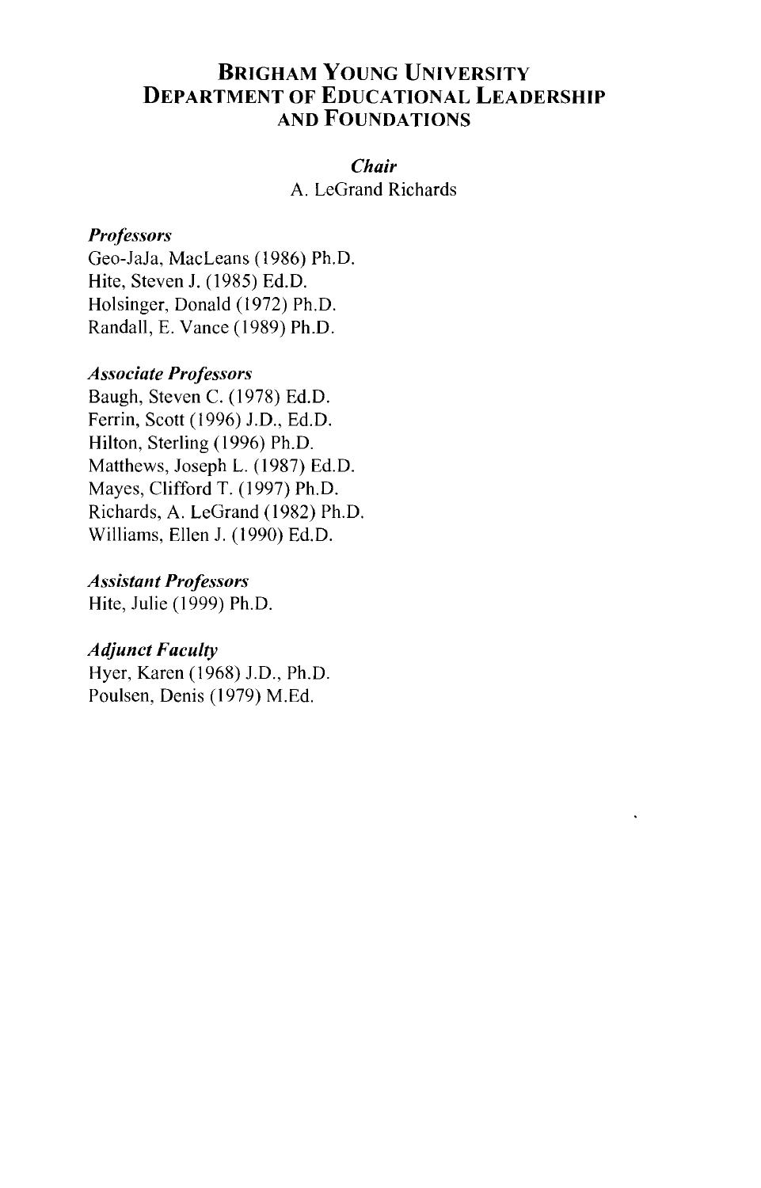# Brigham Young University Department of Educational Leadership and Foundations

***Chair***

A. LeGrand Richards

***Professors***

Geo-JaJa, MacLeans (1986) Ph.D.
Hite, Steven J. (1985) Ed.D.
Holsinger, Donald (1972) Ph.D.
Randall, E. Vance (1989) Ph.D.

***Associate Professors***

Baugh, Steven C. (1978) Ed.D.
Ferrin, Scott (1996) J.D., Ed.D.
Hilton, Sterling (1996) Ph.D.
Matthews, Joseph L. (1987) Ed.D.
Mayes, Clifford T. (1997) Ph.D.
Richards, A. LeGrand (1982) Ph.D.
Williams, Ellen J. (1990) Ed.D.

***Assistant Professors***

Hite, Julie (1999) Ph.D.

***Adjunct Faculty***

Hyer, Karen (1968) J.D., Ph.D.
Poulsen, Denis (1979) M.Ed.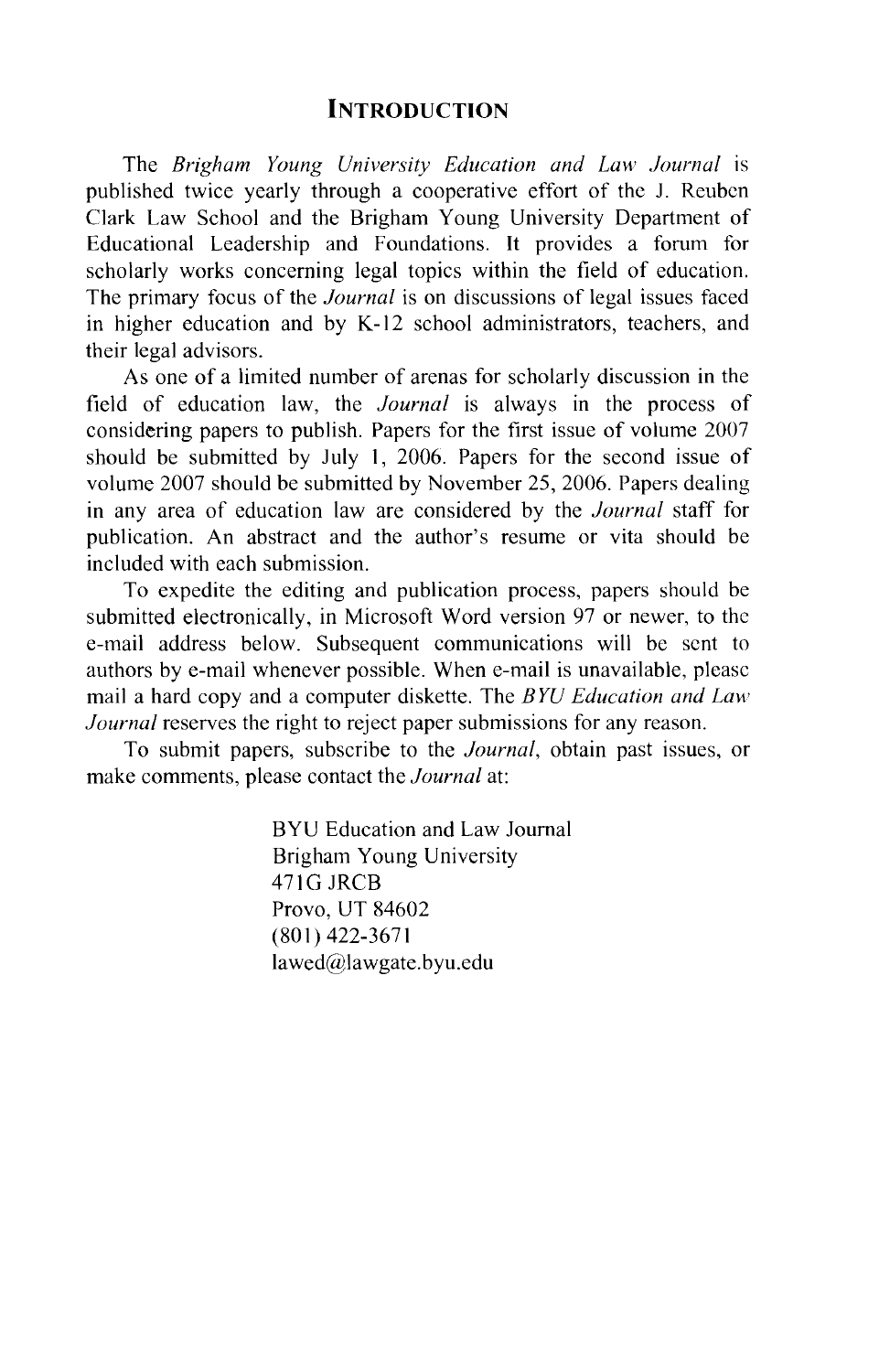## INTRODUCTION

The *Brigham Young University Education and Law Journal* is published twice yearly through a cooperative effort of the J. Reuben Clark Law School and the Brigham Young University Department of Educational Leadership and Foundations. It provides a forum for scholarly works concerning legal topics within the field of education. The primary focus of the *Journal* is on discussions of legal issues faced in higher education and by K-12 school administrators, teachers, and their legal advisors.

As one of a limited number of arenas for scholarly discussion in the field of education law, the *Journal* is always in the process of considering papers to publish. Papers for the first issue of volume 2007 should be submitted by July 1, 2006. Papers for the second issue of volume 2007 should be submitted by November 25, 2006. Papers dealing in any area of education law are considered by the *Journal* staff for publication. An abstract and the author's resume or vita should be included with each submission.

To expedite the editing and publication process, papers should be submitted electronically, in Microsoft Word version 97 or newer, to the e-mail address below. Subsequent communications will be sent to authors by e-mail whenever possible. When e-mail is unavailable, please mail a hard copy and a computer diskette. The *BYU Education and Law Journal* reserves the right to reject paper submissions for any reason.

To submit papers, subscribe to the *Journal*, obtain past issues, or make comments, please contact the *Journal* at:

BYU Education and Law Journal
Brigham Young University
471G JRCB
Provo, UT 84602
(801) 422-3671
lawed@lawgate.byu.edu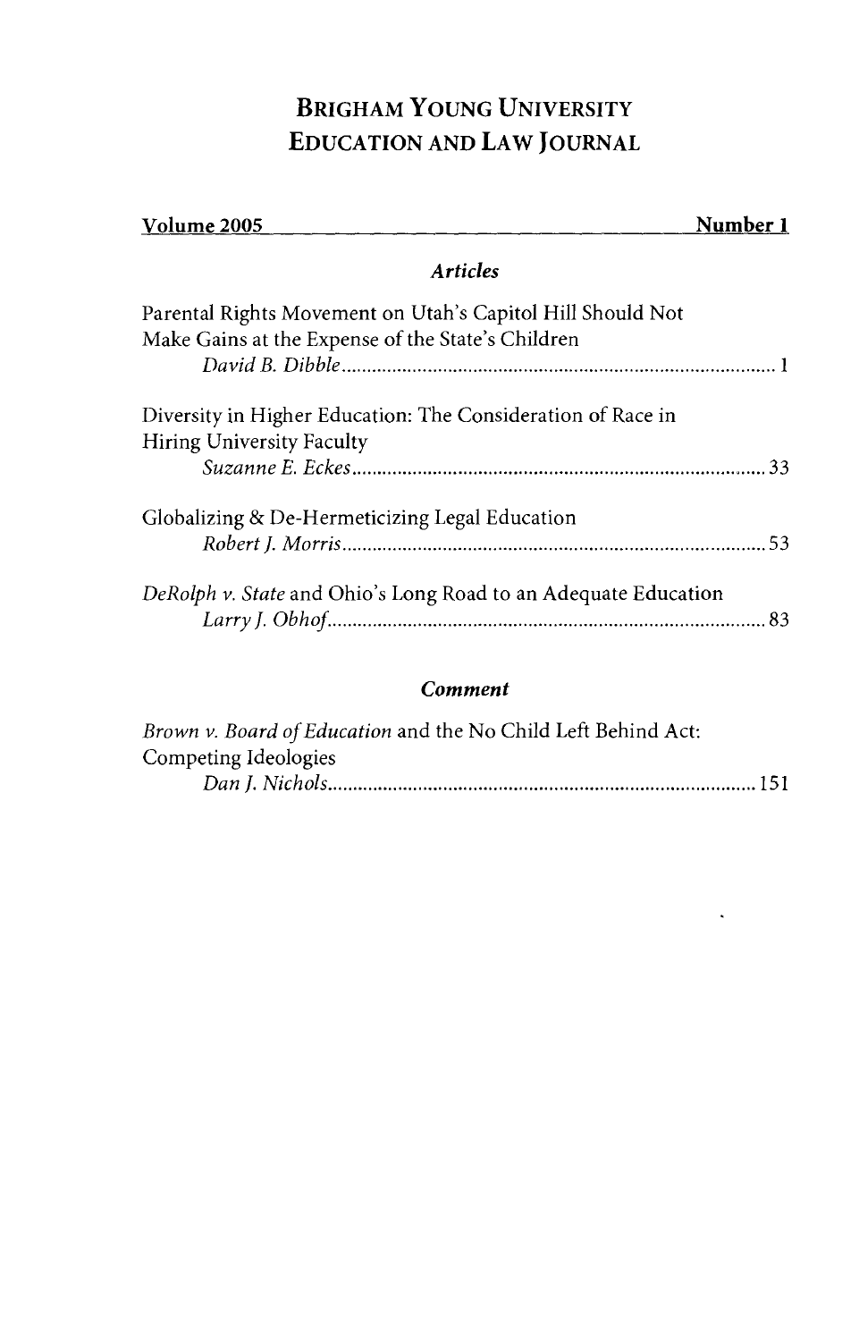# BRIGHAM YOUNG UNIVERSITY EDUCATION AND LAW JOURNAL

**Volume 2005** **Number 1**

## *Articles*

Parental Rights Movement on Utah's Capitol Hill Should Not Make Gains at the Expense of the State's Children
*David B. Dibble* ..... 1

Diversity in Higher Education: The Consideration of Race in Hiring University Faculty
*Suzanne E. Eckes* ..... 33

Globalizing & De-Hermeticizing Legal Education
*Robert J. Morris* ..... 53

*DeRolph v. State* and Ohio's Long Road to an Adequate Education
*Larry J. Obhof* ..... 83

## *Comment*

*Brown v. Board of Education* and the No Child Left Behind Act: Competing Ideologies
*Dan J. Nichols* ..... 151